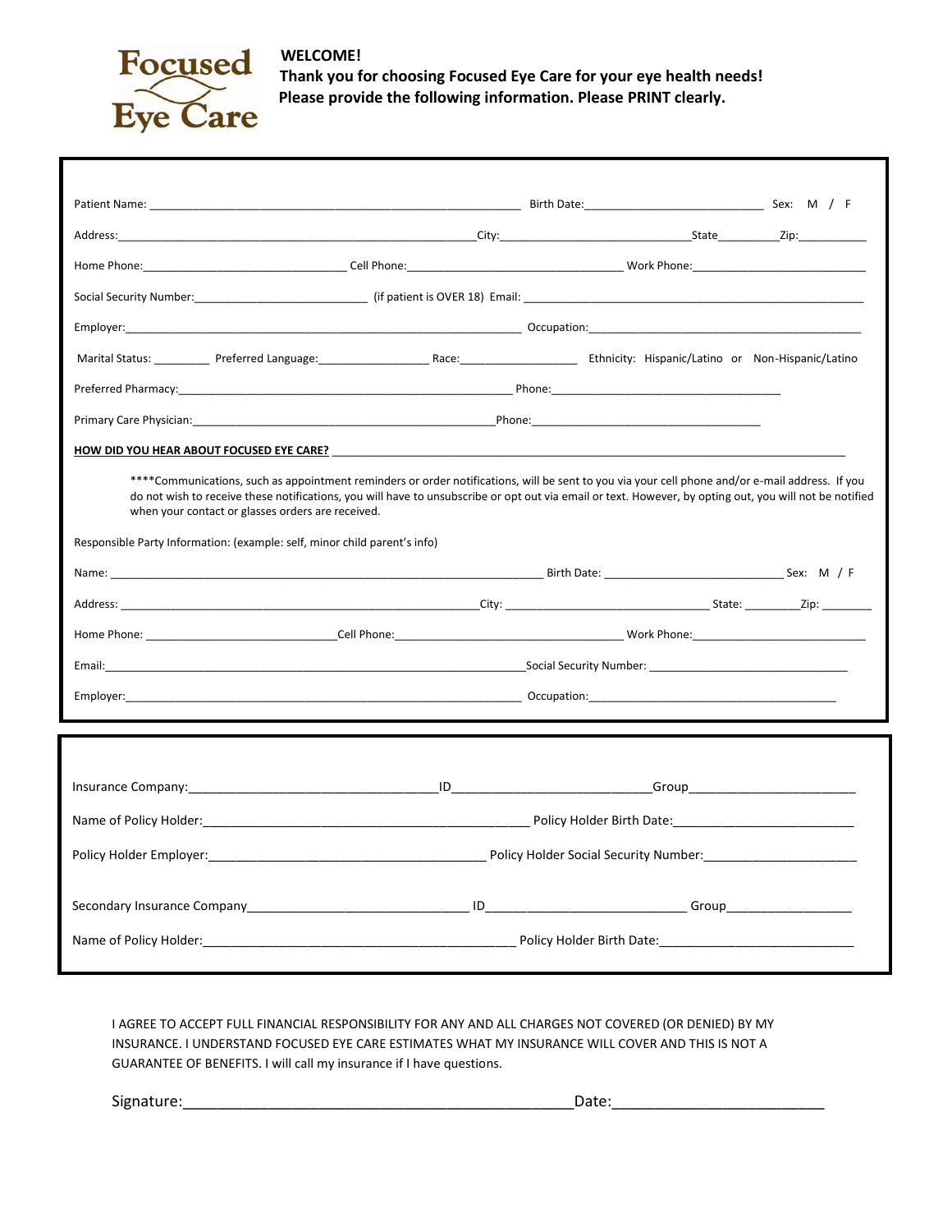**Focused Eye Care**

**WELCOME!**
**Thank you for choosing Focused Eye Care for your eye health needs!**
**Please provide the following information. Please PRINT clearly.**

Patient Name: ______________________________ Birth Date: ______________________ Sex: M / F

Address: ______________________________ City: ______________________ State ________ Zip: __________

Home Phone: ______________________ Cell Phone: ______________________ Work Phone: ______________________

Social Security Number: ______________________ (if patient is OVER 18) Email: ______________________________

Employer: ______________________________ Occupation: ______________________________

Marital Status: ________ Preferred Language: ______________ Race: ______________ Ethnicity: Hispanic/Latino or Non-Hispanic/Latino

Preferred Pharmacy: ______________________________ Phone: ______________________

Primary Care Physician: ______________________________ Phone: ______________________

**HOW DID YOU HEAR ABOUT FOCUSED EYE CARE?** ______________________________

****Communications, such as appointment reminders or order notifications, will be sent to you via your cell phone and/or e-mail address. If you do not wish to receive these notifications, you will have to unsubscribe or opt out via email or text. However, by opting out, you will not be notified when your contact or glasses orders are received.

Responsible Party Information: (example: self, minor child parent's info)

Name: ______________________________ Birth Date: ______________________ Sex: M / F

Address: ______________________________ City: ______________________ State: ________ Zip: ________

Home Phone: ______________________ Cell Phone: ______________________ Work Phone: ______________________

Email: ______________________________ Social Security Number: ______________________

Employer: ______________________________ Occupation: ______________________________

---

Insurance Company: ______________________ ID ______________________ Group ______________________

Name of Policy Holder: ______________________________ Policy Holder Birth Date: ______________________

Policy Holder Employer: ______________________________ Policy Holder Social Security Number: ______________________

Secondary Insurance Company ______________________ ID ______________________ Group ______________________

Name of Policy Holder: ______________________________ Policy Holder Birth Date: ______________________

---

I AGREE TO ACCEPT FULL FINANCIAL RESPONSIBILITY FOR ANY AND ALL CHARGES NOT COVERED (OR DENIED) BY MY INSURANCE. I UNDERSTAND FOCUSED EYE CARE ESTIMATES WHAT MY INSURANCE WILL COVER AND THIS IS NOT A GUARANTEE OF BENEFITS. I will call my insurance if I have questions.

Signature: ______________________________ Date: ______________________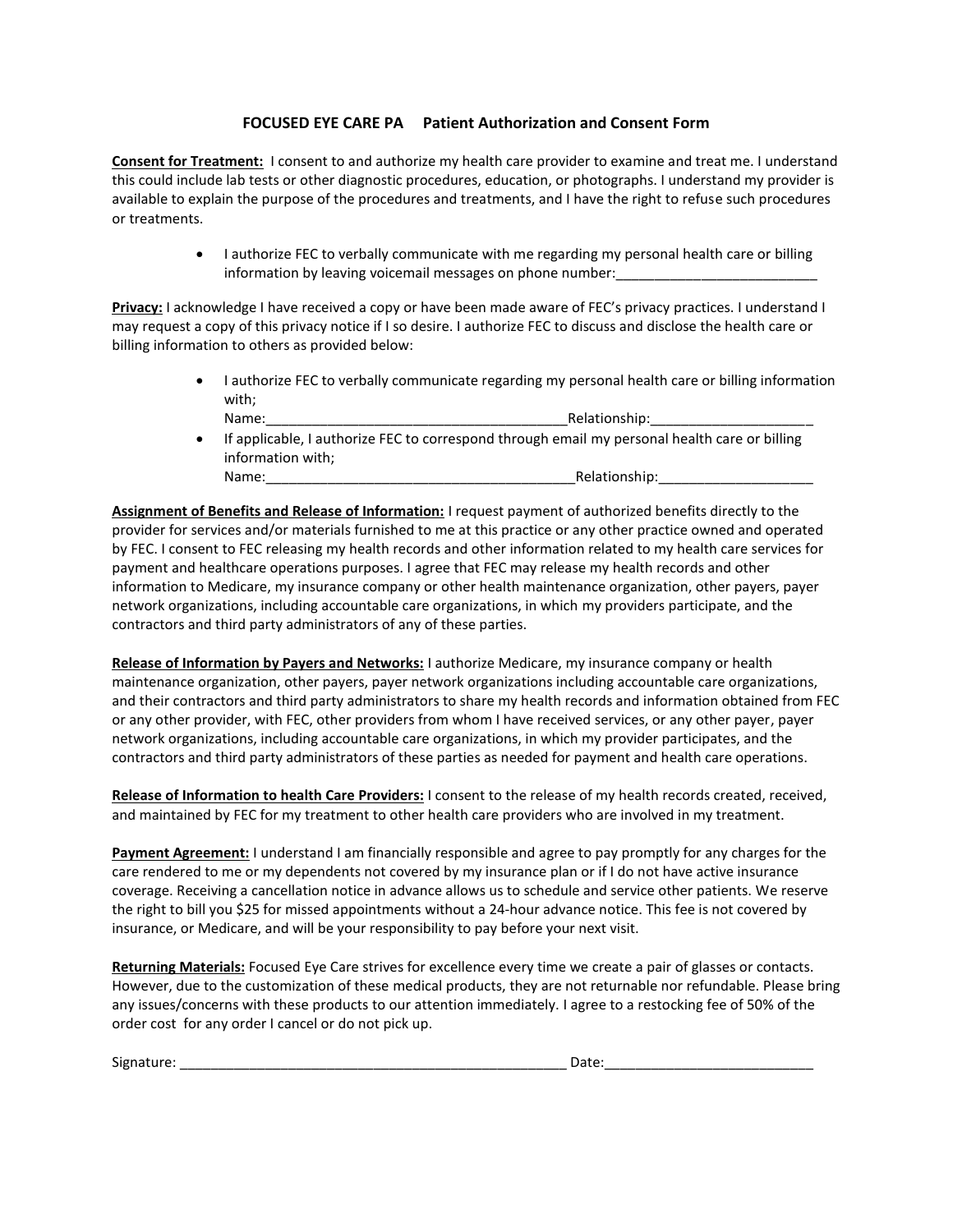# FOCUSED EYE CARE PA     Patient Authorization and Consent Form

**Consent for Treatment:** I consent to and authorize my health care provider to examine and treat me. I understand this could include lab tests or other diagnostic procedures, education, or photographs. I understand my provider is available to explain the purpose of the procedures and treatments, and I have the right to refuse such procedures or treatments.

- I authorize FEC to verbally communicate with me regarding my personal health care or billing information by leaving voicemail messages on phone number:__________________________

**Privacy:** I acknowledge I have received a copy or have been made aware of FEC's privacy practices. I understand I may request a copy of this privacy notice if I so desire. I authorize FEC to discuss and disclose the health care or billing information to others as provided below:

- I authorize FEC to verbally communicate regarding my personal health care or billing information with;
  Name:_______________________________________Relationship:_____________________
- If applicable, I authorize FEC to correspond through email my personal health care or billing information with;
  Name:________________________________________Relationship:____________________

**Assignment of Benefits and Release of Information:** I request payment of authorized benefits directly to the provider for services and/or materials furnished to me at this practice or any other practice owned and operated by FEC. I consent to FEC releasing my health records and other information related to my health care services for payment and healthcare operations purposes. I agree that FEC may release my health records and other information to Medicare, my insurance company or other health maintenance organization, other payers, payer network organizations, including accountable care organizations, in which my providers participate, and the contractors and third party administrators of any of these parties.

**Release of Information by Payers and Networks:** I authorize Medicare, my insurance company or health maintenance organization, other payers, payer network organizations including accountable care organizations, and their contractors and third party administrators to share my health records and information obtained from FEC or any other provider, with FEC, other providers from whom I have received services, or any other payer, payer network organizations, including accountable care organizations, in which my provider participates, and the contractors and third party administrators of these parties as needed for payment and health care operations.

**Release of Information to health Care Providers:** I consent to the release of my health records created, received, and maintained by FEC for my treatment to other health care providers who are involved in my treatment.

**Payment Agreement:** I understand I am financially responsible and agree to pay promptly for any charges for the care rendered to me or my dependents not covered by my insurance plan or if I do not have active insurance coverage. Receiving a cancellation notice in advance allows us to schedule and service other patients. We reserve the right to bill you $25 for missed appointments without a 24-hour advance notice. This fee is not covered by insurance, or Medicare, and will be your responsibility to pay before your next visit.

**Returning Materials:** Focused Eye Care strives for excellence every time we create a pair of glasses or contacts. However, due to the customization of these medical products, they are not returnable nor refundable. Please bring any issues/concerns with these products to our attention immediately. I agree to a restocking fee of 50% of the order cost for any order I cancel or do not pick up.

Signature: ___________________________________________________ Date:___________________________